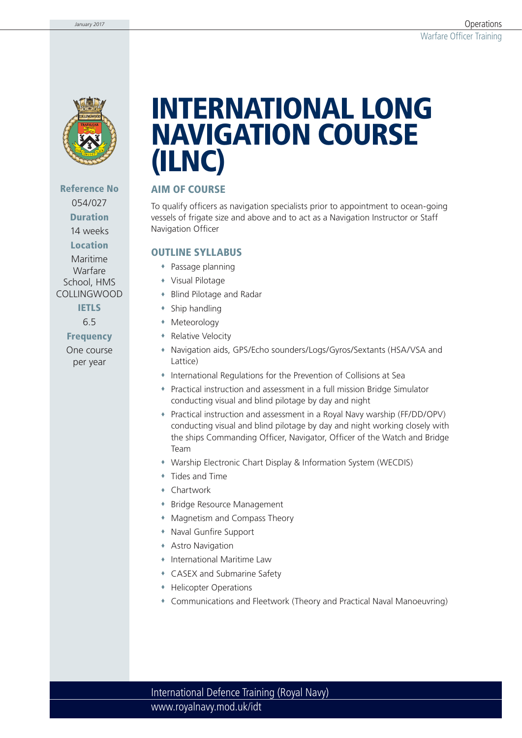# INTERNATIONAL LONG NAVIGATION COURSE (ILNC)

**Reference No**
054/027

**Duration**
14 weeks

**Location**
Maritime Warfare School, HMS COLLINGWOOD

**IETLS**
6.5

**Frequency**
One course per year

## AIM OF COURSE

To qualify officers as navigation specialists prior to appointment to ocean-going vessels of frigate size and above and to act as a Navigation Instructor or Staff Navigation Officer

## OUTLINE SYLLABUS

- Passage planning
- Visual Pilotage
- Blind Pilotage and Radar
- Ship handling
- Meteorology
- Relative Velocity
- Navigation aids, GPS/Echo sounders/Logs/Gyros/Sextants (HSA/VSA and Lattice)
- International Regulations for the Prevention of Collisions at Sea
- Practical instruction and assessment in a full mission Bridge Simulator conducting visual and blind pilotage by day and night
- Practical instruction and assessment in a Royal Navy warship (FF/DD/OPV) conducting visual and blind pilotage by day and night working closely with the ships Commanding Officer, Navigator, Officer of the Watch and Bridge Team
- Warship Electronic Chart Display & Information System (WECDIS)
- Tides and Time
- Chartwork
- Bridge Resource Management
- Magnetism and Compass Theory
- Naval Gunfire Support
- Astro Navigation
- International Maritime Law
- CASEX and Submarine Safety
- Helicopter Operations
- Communications and Fleetwork (Theory and Practical Naval Manoeuvring)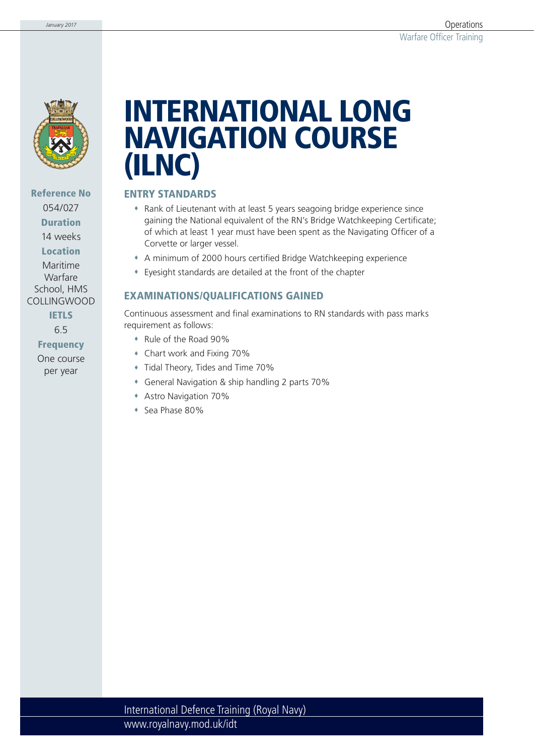# INTERNATIONAL LONG NAVIGATION COURSE (ILNC)

**Reference No**
054/027

**Duration**
14 weeks

**Location**
Maritime Warfare School, HMS COLLINGWOOD

**IETLS**
6.5

**Frequency**
One course per year

## ENTRY STANDARDS

- Rank of Lieutenant with at least 5 years seagoing bridge experience since gaining the National equivalent of the RN's Bridge Watchkeeping Certificate; of which at least 1 year must have been spent as the Navigating Officer of a Corvette or larger vessel.
- A minimum of 2000 hours certified Bridge Watchkeeping experience
- Eyesight standards are detailed at the front of the chapter

## EXAMINATIONS/QUALIFICATIONS GAINED

Continuous assessment and final examinations to RN standards with pass marks requirement as follows:

- Rule of the Road 90%
- Chart work and Fixing 70%
- Tidal Theory, Tides and Time 70%
- General Navigation & ship handling 2 parts 70%
- Astro Navigation 70%
- Sea Phase 80%